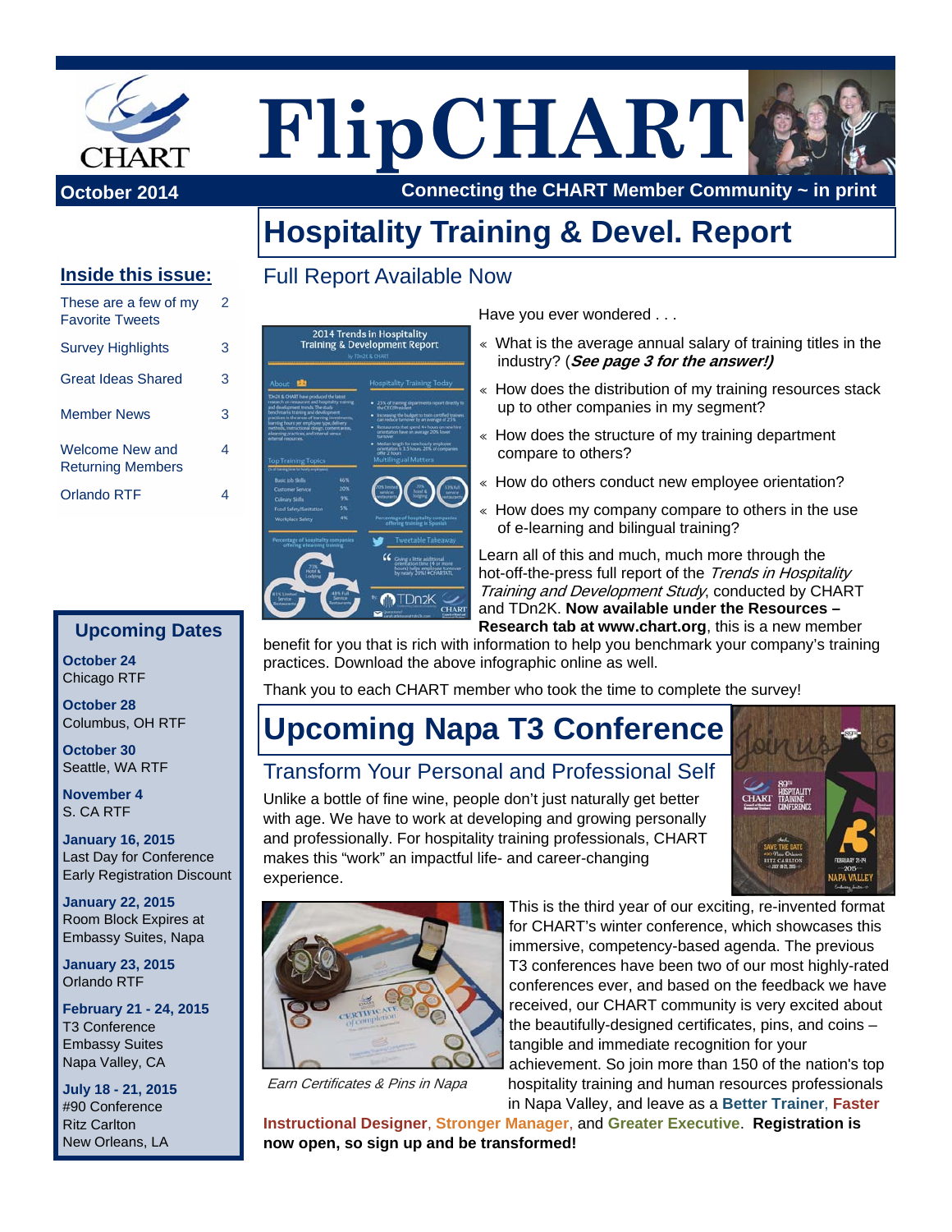# FlipCHART

**October 2024**

**Connecting the CHART Member Community ~ in print**

## Inside this issue:

| | |
|---|---|
| These are a few of my Favorite Tweets | 2 |
| Survey Highlights | 3 |
| Great Ideas Shared | 3 |
| Member News | 3 |
| Welcome New and Returning Members | 4 |
| Orlando RTF | 4 |

# Hospitality Training & Devel. Report

## Full Report Available Now

Have you ever wondered . . .

- What is the average annual salary of training titles in the industry? (***See page 3 for the answer!)***
- How does the distribution of my training resources stack up to other companies in my segment?
- How does the structure of my training department compare to others?
- How do others conduct new employee orientation?
- How does my company compare to others in the use of e-learning and bilingual training?

Learn all of this and much, much more through the hot-off-the-press full report of the *Trends in Hospitality Training and Development Study*, conducted by CHART and TDn2K. **Now available under the Resources – Research tab at www.chart.org**, this is a new member benefit for you that is rich with information to help you benchmark your company's training practices. Download the above infographic online as well.

Thank you to each CHART member who took the time to complete the survey!

# Upcoming Napa T3 Conference

## Transform Your Personal and Professional Self

Unlike a bottle of fine wine, people don't just naturally get better with age. We have to work at developing and growing personally and professionally. For hospitality training professionals, CHART makes this "work" an impactful life- and career-changing experience.

*Earn Certificates & Pins in Napa*

This is the third year of our exciting, re-invented format for CHART's winter conference, which showcases this immersive, competency-based agenda. The previous T3 conferences have been two of our most highly-rated conferences ever, and based on the feedback we have received, our CHART community is very excited about the beautifully-designed certificates, pins, and coins – tangible and immediate recognition for your achievement. So join more than 150 of the nation's top hospitality training and human resources professionals in Napa Valley, and leave as a **Better Trainer**, **Faster Instructional Designer**, **Stronger Manager**, and **Greater Executive**. **Registration is now open, so sign up and be transformed!**

## Upcoming Dates

**October 24**
Chicago RTF

**October 28**
Columbus, OH RTF

**October 30**
Seattle, WA RTF

**November 4**
S. CA RTF

**January 16, 2015**
Last Day for Conference Early Registration Discount

**January 22, 2015**
Room Block Expires at Embassy Suites, Napa

**January 23, 2015**
Orlando RTF

**February 21 - 24, 2015**
T3 Conference
Embassy Suites
Napa Valley, CA

**July 18 - 21, 2015**
#90 Conference
Ritz Carlton
New Orleans, LA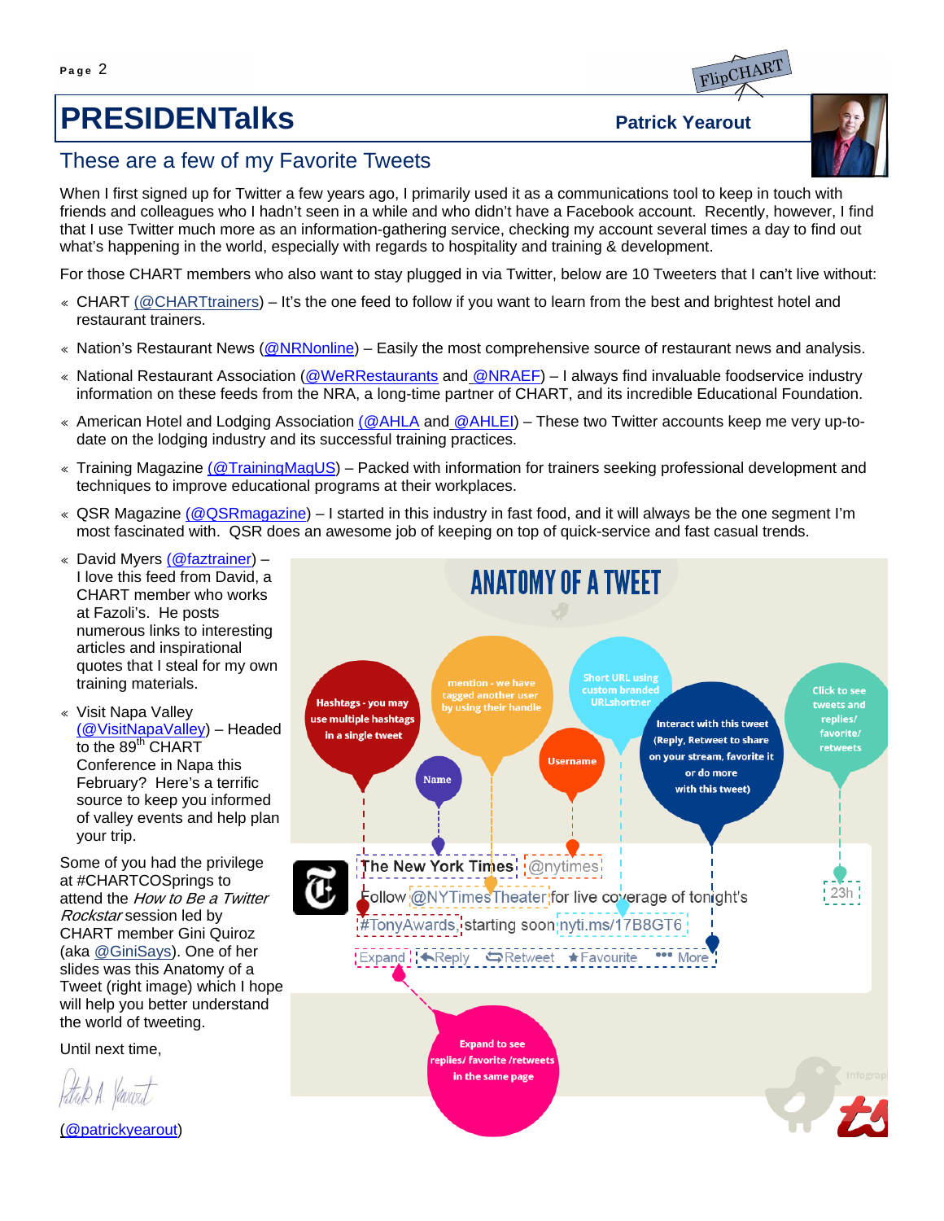# PRESIDENTalks

**Patrick Yearout**

## These are a few of my Favorite Tweets

When I first signed up for Twitter a few years ago, I primarily used it as a communications tool to keep in touch with friends and colleagues who I hadn't seen in a while and who didn't have a Facebook account. Recently, however, I find that I use Twitter much more as an information-gathering service, checking my account several times a day to find out what's happening in the world, especially with regards to hospitality and training & development.

For those CHART members who also want to stay plugged in via Twitter, below are 10 Tweeters that I can't live without:

- CHART (@CHARTtrainers) – It's the one feed to follow if you want to learn from the best and brightest hotel and restaurant trainers.
- Nation's Restaurant News (@NRNonline) – Easily the most comprehensive source of restaurant news and analysis.
- National Restaurant Association (@WeRRestaurants and @NRAEF) – I always find invaluable foodservice industry information on these feeds from the NRA, a long-time partner of CHART, and its incredible Educational Foundation.
- American Hotel and Lodging Association (@AHLA and @AHLEI) – These two Twitter accounts keep me very up-to-date on the lodging industry and its successful training practices.
- Training Magazine (@TrainingMagUS) – Packed with information for trainers seeking professional development and techniques to improve educational programs at their workplaces.
- QSR Magazine (@QSRmagazine) – I started in this industry in fast food, and it will always be the one segment I'm most fascinated with. QSR does an awesome job of keeping on top of quick-service and fast casual trends.
- David Myers (@faztrainer) – I love this feed from David, a CHART member who works at Fazoli's. He posts numerous links to interesting articles and inspirational quotes that I steal for my own training materials.
- Visit Napa Valley (@VisitNapaValley) – Headed to the 89th CHART Conference in Napa this February? Here's a terrific source to keep you informed of valley events and help plan your trip.

Some of you had the privilege at #CHARTCOSprings to attend the *How to Be a Twitter Rockstar* session led by CHART member Gini Quiroz (aka @GiniSays). One of her slides was this Anatomy of a Tweet (right image) which I hope will help you better understand the world of tweeting.

Until next time,

(@patrickyearout)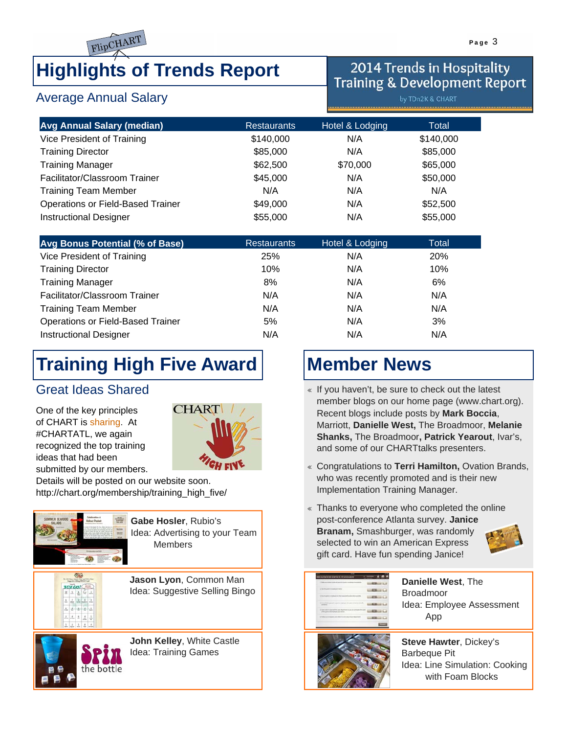# Highlights of Trends Report

## 2014 Trends in Hospitality Training & Development Report

by TDn2K & CHART

### Average Annual Salary

| Avg Annual Salary (median) | Restaurants | Hotel & Lodging | Total |
|---|---|---|---|
| Vice President of Training | $140,000 | N/A | $140,000 |
| Training Director | $85,000 | N/A | $85,000 |
| Training Manager | $62,500 | $70,000 | $65,000 |
| Facilitator/Classroom Trainer | $45,000 | N/A | $50,000 |
| Training Team Member | N/A | N/A | N/A |
| Operations or Field-Based Trainer | $49,000 | N/A | $52,500 |
| Instructional Designer | $55,000 | N/A | $55,000 |

| Avg Bonus Potential (% of Base) | Restaurants | Hotel & Lodging | Total |
|---|---|---|---|
| Vice President of Training | 25% | N/A | 20% |
| Training Director | 10% | N/A | 10% |
| Training Manager | 8% | N/A | 6% |
| Facilitator/Classroom Trainer | N/A | N/A | N/A |
| Training Team Member | N/A | N/A | N/A |
| Operations or Field-Based Trainer | 5% | N/A | 3% |
| Instructional Designer | N/A | N/A | N/A |

# Training High Five Award

### Great Ideas Shared

One of the key principles of CHART is sharing. At #CHARTATL, we again recognized the top training ideas that had been submitted by our members. Details will be posted on our website soon.
http://chart.org/membership/training_high_five/

**Gabe Hosler**, Rubio's
Idea: Advertising to your Team Members

**Jason Lyon**, Common Man
Idea: Suggestive Selling Bingo

**John Kelley**, White Castle
Idea: Training Games

**Danielle West**, The Broadmoor
Idea: Employee Assessment App

**Steve Hawter**, Dickey's Barbeque Pit
Idea: Line Simulation: Cooking with Foam Blocks

# Member News

- If you haven't, be sure to check out the latest member blogs on our home page (www.chart.org). Recent blogs include posts by **Mark Boccia**, Marriott, **Danielle West,** The Broadmoor, **Melanie Shanks,** The Broadmoor**, Patrick Yearout**, Ivar's, and some of our CHARTtalks presenters.
- Congratulations to **Terri Hamilton,** Ovation Brands, who was recently promoted and is their new Implementation Training Manager.
- Thanks to everyone who completed the online post-conference Atlanta survey. **Janice Branam,** Smashburger, was randomly selected to win an American Express gift card. Have fun spending Janice!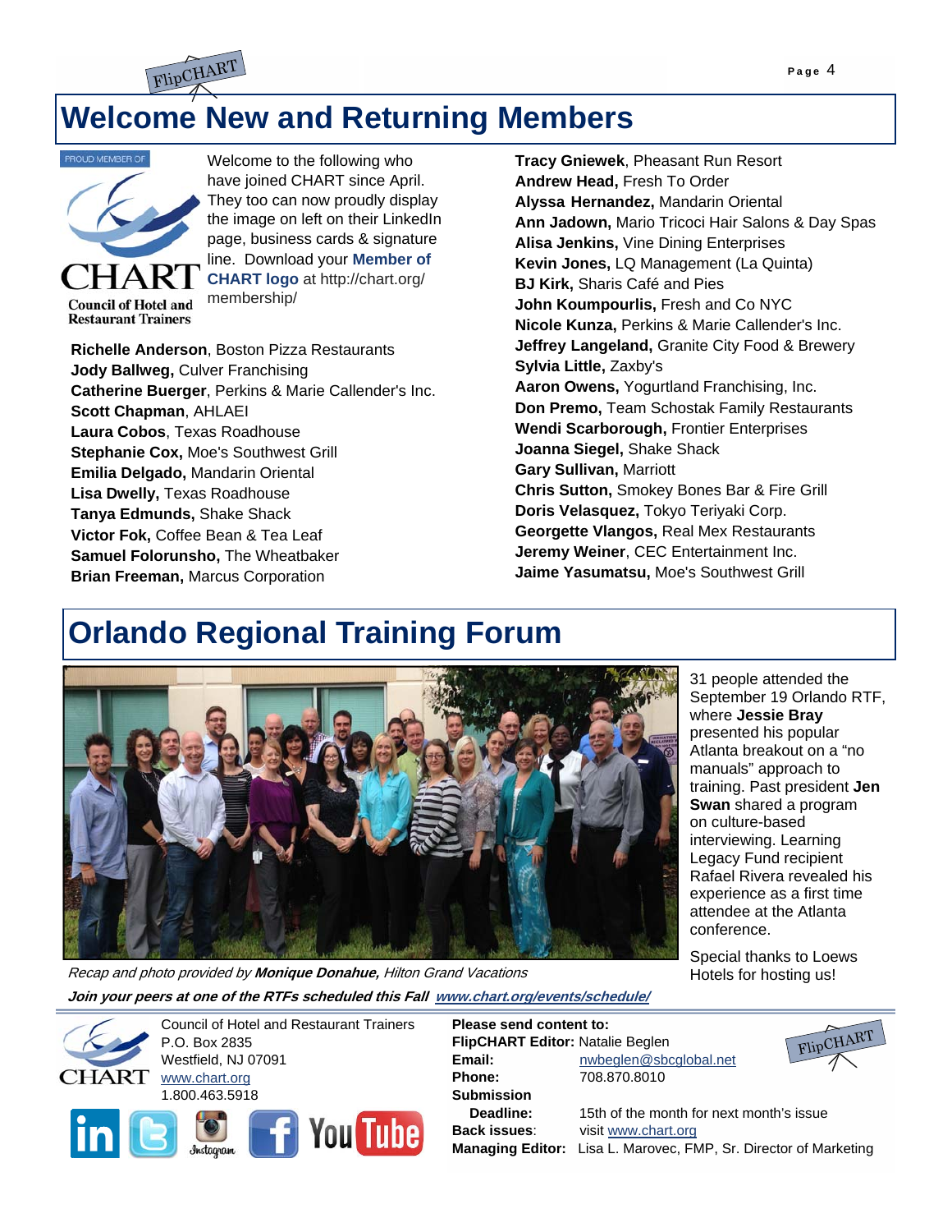# Welcome New and Returning Members

Welcome to the following who have joined CHART since April. They too can now proudly display the image on left on their LinkedIn page, business cards & signature line. Download your **Member of CHART logo** at http://chart.org/membership/

**Richelle Anderson**, Boston Pizza Restaurants
**Jody Ballweg,** Culver Franchising
**Catherine Buerger**, Perkins & Marie Callender's Inc.
**Scott Chapman**, AHLAEI
**Laura Cobos**, Texas Roadhouse
**Stephanie Cox,** Moe's Southwest Grill
**Emilia Delgado,** Mandarin Oriental
**Lisa Dwelly,** Texas Roadhouse
**Tanya Edmunds,** Shake Shack
**Victor Fok,** Coffee Bean & Tea Leaf
**Samuel Folorunsho,** The Wheatbaker
**Brian Freeman,** Marcus Corporation
**Tracy Gniewek**, Pheasant Run Resort
**Andrew Head,** Fresh To Order
**Alyssa Hernandez,** Mandarin Oriental
**Ann Jadown,** Mario Tricoci Hair Salons & Day Spas
**Alisa Jenkins,** Vine Dining Enterprises
**Kevin Jones,** LQ Management (La Quinta)
**BJ Kirk,** Sharis Café and Pies
**John Koumpourlis,** Fresh and Co NYC
**Nicole Kunza,** Perkins & Marie Callender's Inc.
**Jeffrey Langeland,** Granite City Food & Brewery
**Sylvia Little,** Zaxby's
**Aaron Owens,** Yogurtland Franchising, Inc.
**Don Premo,** Team Schostak Family Restaurants
**Wendi Scarborough,** Frontier Enterprises
**Joanna Siegel,** Shake Shack
**Gary Sullivan,** Marriott
**Chris Sutton,** Smokey Bones Bar & Fire Grill
**Doris Velasquez,** Tokyo Teriyaki Corp.
**Georgette Vlangos,** Real Mex Restaurants
**Jeremy Weiner**, CEC Entertainment Inc.
**Jaime Yasumatsu,** Moe's Southwest Grill

# Orlando Regional Training Forum

31 people attended the September 19 Orlando RTF, where **Jessie Bray** presented his popular Atlanta breakout on a "no manuals" approach to training. Past president **Jen Swan** shared a program on culture-based interviewing. Learning Legacy Fund recipient Rafael Rivera revealed his experience as a first time attendee at the Atlanta conference.

Special thanks to Loews Hotels for hosting us!

*Recap and photo provided by **Monique Donahue,** Hilton Grand Vacations*

***Join your peers at one of the RTFs scheduled this Fall** www.chart.org/events/schedule/*

---

Council of Hotel and Restaurant Trainers
P.O. Box 2835
Westfield, NJ 07091
www.chart.org
1.800.463.5918

**Please send content to:**
**FlipCHART Editor:** Natalie Beglen
**Email:** nwbeglen@sbcglobal.net
**Phone:** 708.870.8010
**Submission Deadline:** 15th of the month for next month's issue
**Back issues**: visit www.chart.org
**Managing Editor:** Lisa L. Marovec, FMP, Sr. Director of Marketing